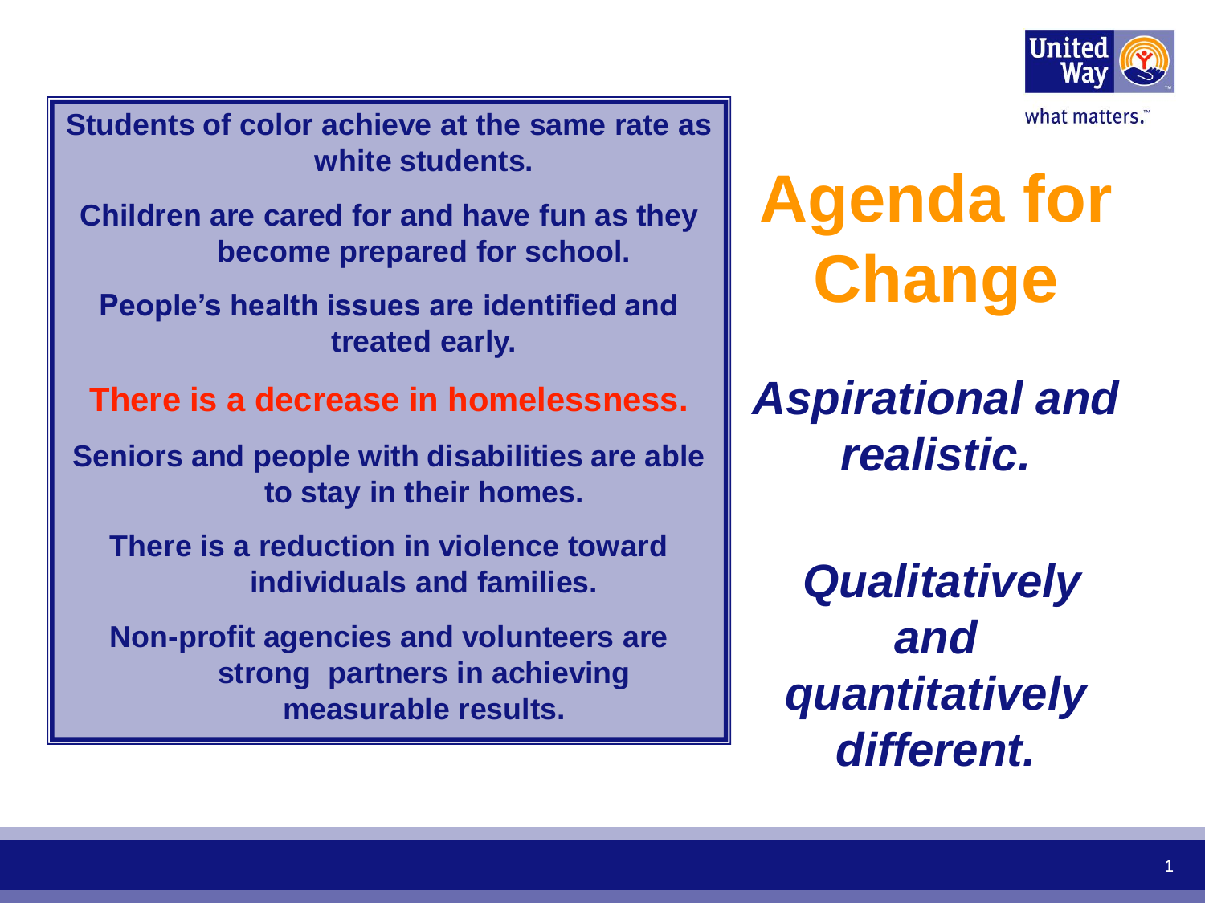# Agenda for Change

*Aspirational and realistic.*

*Qualitatively and quantitatively different.*

**Students of color achieve at the same rate as white students.**

**Children are cared for and have fun as they become prepared for school.**

**People's health issues are identified and treated early.**

**There is a decrease in homelessness.**

**Seniors and people with disabilities are able to stay in their homes.**

**There is a reduction in violence toward individuals and families.**

**Non-profit agencies and volunteers are strong partners in achieving measurable results.**

United Way

what matters.™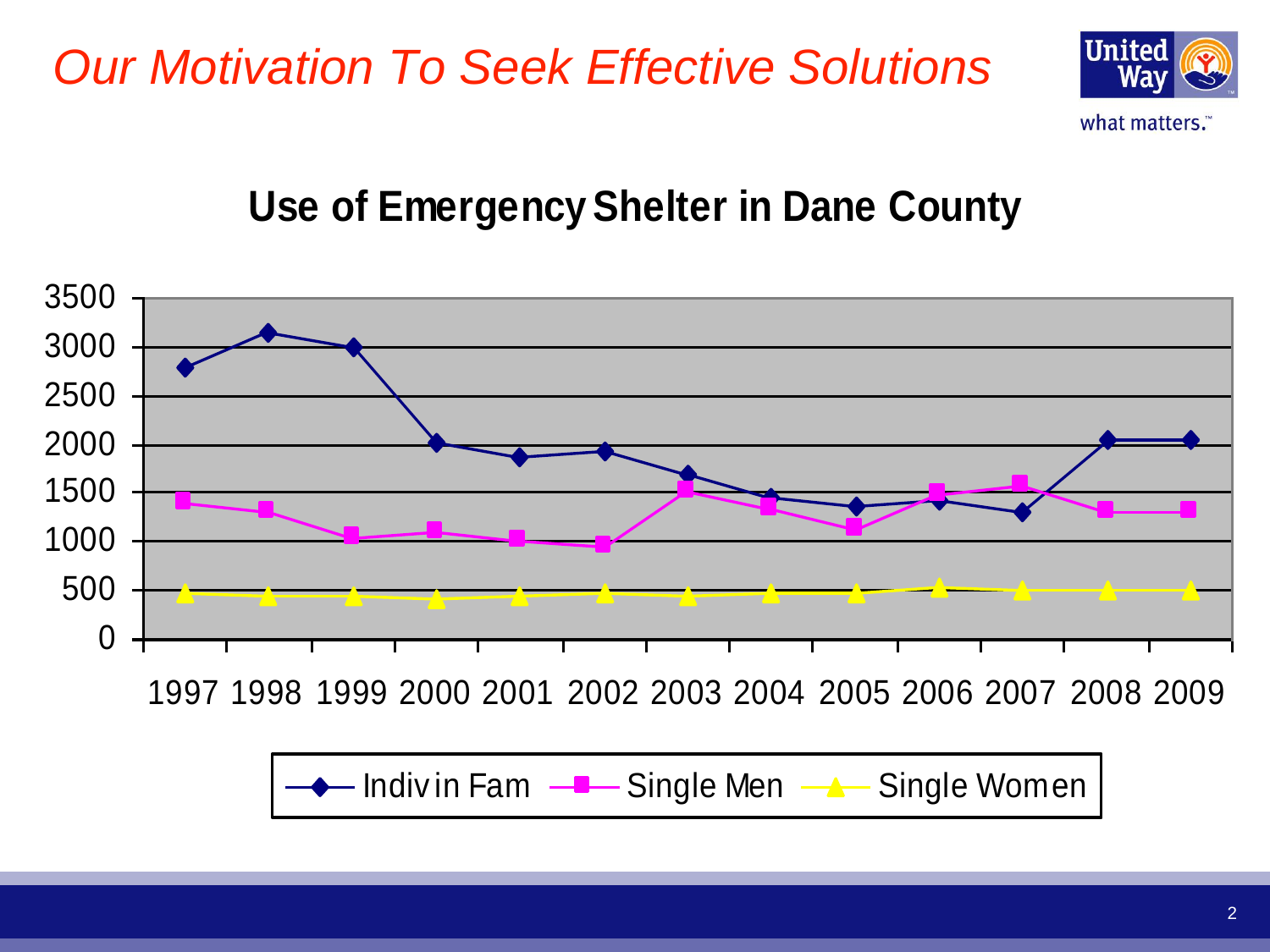# *Our Motivation To Seek Effective Solutions*

## Use of Emergency Shelter in Dane County

| Year | Indiv in Fam | Single Men | Single Women |
|---|---|---|---|
| 1997 | 2800 | 1400 | 470 |
| 1998 | 3150 | 1310 | 440 |
| 1999 | 3000 | 1040 | 440 |
| 2000 | 2020 | 1100 | 410 |
| 2001 | 1870 | 1020 | 440 |
| 2002 | 1930 | 960 | 470 |
| 2003 | 1690 | 1530 | 440 |
| 2004 | 1450 | 1350 | 470 |
| 2005 | 1360 | 1140 | 470 |
| 2006 | 1420 | 1500 | 530 |
| 2007 | 1300 | 1590 | 500 |
| 2008 | 2050 | 1320 | 500 |
| 2009 | 2050 | 1320 | 500 |

*Values are approximate, read from the chart.*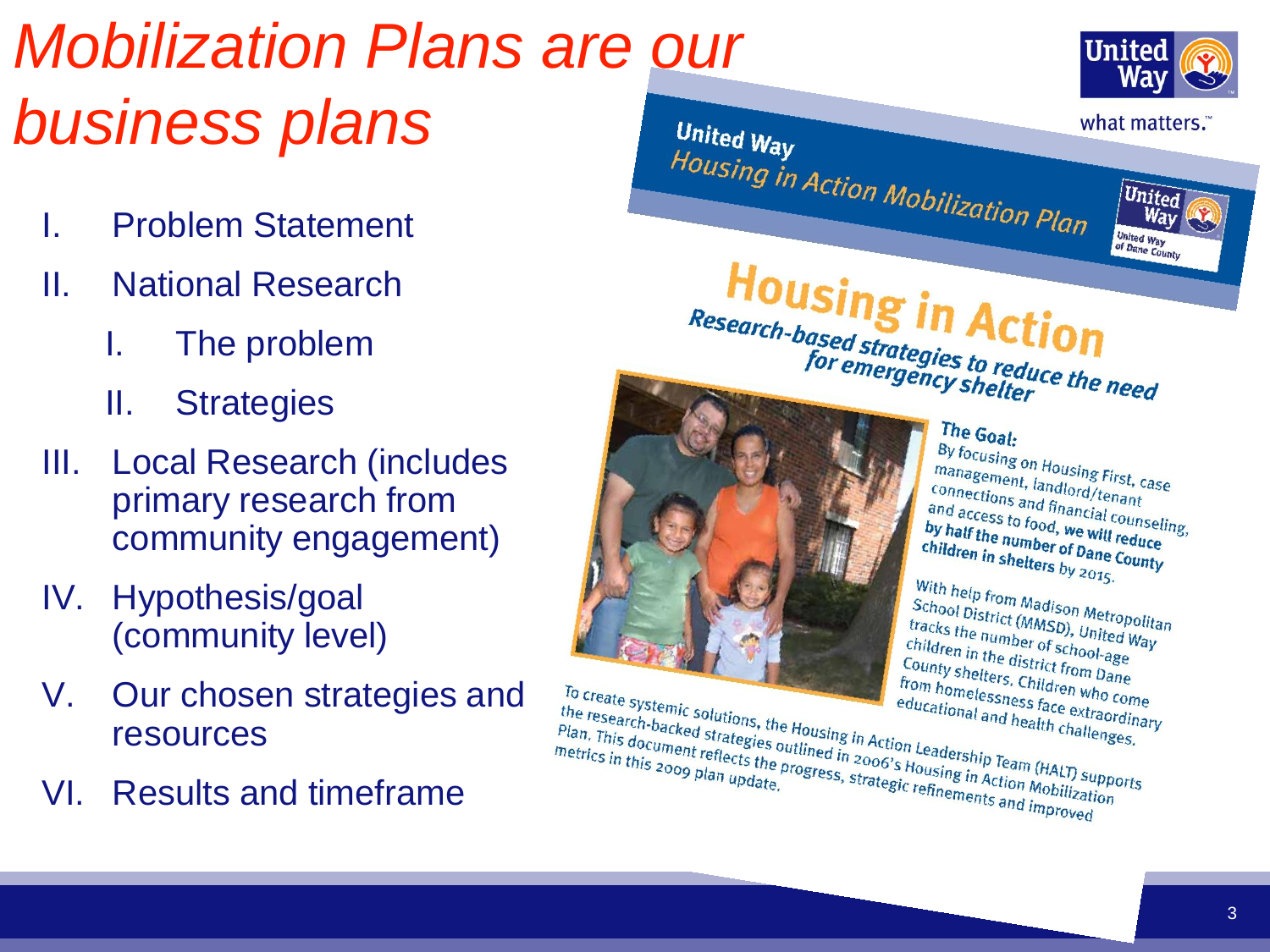# *Mobilization Plans are our business plans*

I. Problem Statement
II. National Research
    I. The problem
    II. Strategies
III. Local Research (includes primary research from community engagement)
IV. Hypothesis/goal (community level)
V. Our chosen strategies and resources
VI. Results and timeframe

United Way

what matters.™

**United Way**
*Housing in Action Mobilization Plan*

United Way of Dane County

## Housing in Action

***Research-based strategies to reduce the need for emergency shelter***

**The Goal:**
By focusing on Housing First, case management, landlord/tenant connections and financial counseling, and access to food, **we will reduce by half the number of Dane County children in shelters** by 2015.

With help from Madison Metropolitan School District (MMSD), United Way tracks the number of school-age children in the district from Dane County shelters. Children who come from homelessness face extraordinary educational and health challenges.

To create systemic solutions, the Housing in Action Leadership Team (HALT) supports the research-backed strategies outlined in 2006's Housing in Action Mobilization Plan. This document reflects the progress, strategic refinements and improved metrics in this 2009 plan update.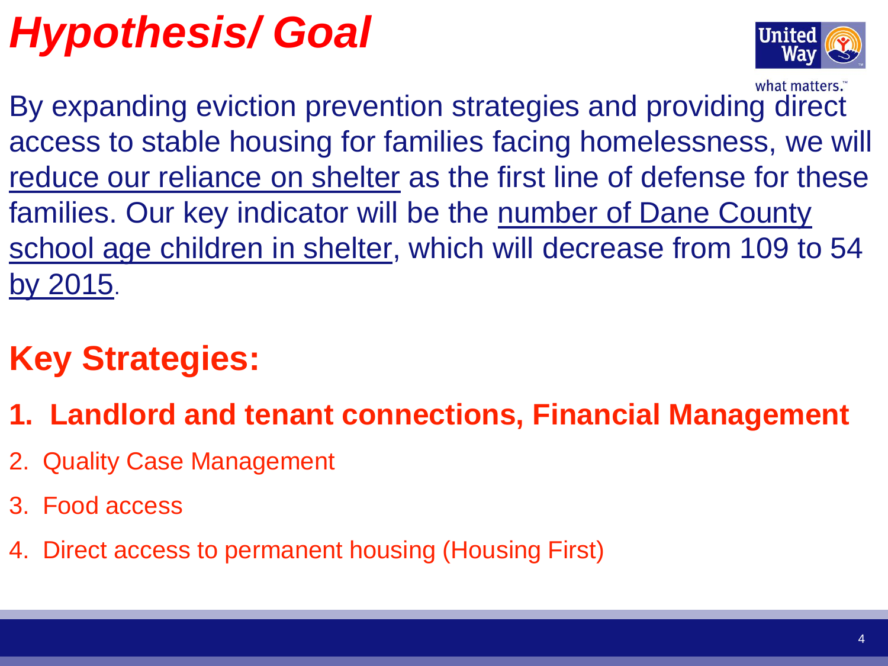# *Hypothesis/ Goal*

By expanding eviction prevention strategies and providing direct access to stable housing for families facing homelessness, we will reduce our reliance on shelter as the first line of defense for these families. Our key indicator will be the number of Dane County school age children in shelter, which will decrease from 109 to 54 by 2015.

## Key Strategies:

1. **Landlord and tenant connections, Financial Management**
2. Quality Case Management
3. Food access
4. Direct access to permanent housing (Housing First)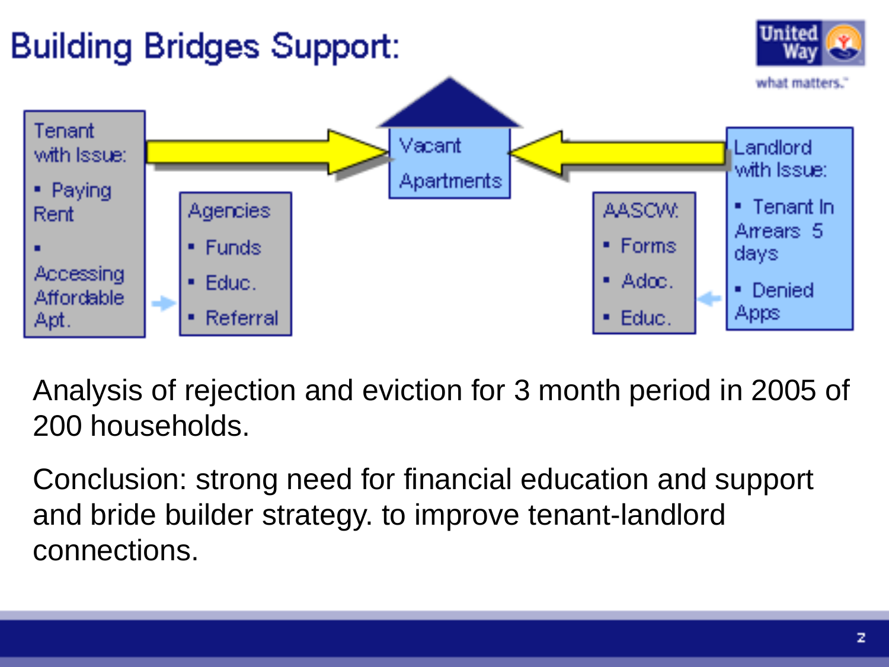# Building Bridges Support:

United Way
what matters.

Tenant with Issue:
- Paying Rent
- Accessing Affordable Apt.

Agencies
- Funds
- Educ.
- Referral

Vacant Apartments

AASCW:
- Forms
- Adoc.
- Educ.

Landlord with Issue:
- Tenant In Arrears 5 days
- Denied Apps

Analysis of rejection and eviction for 3 month period in 2005 of 200 households.

Conclusion: strong need for financial education and support and bride builder strategy. to improve tenant-landlord connections.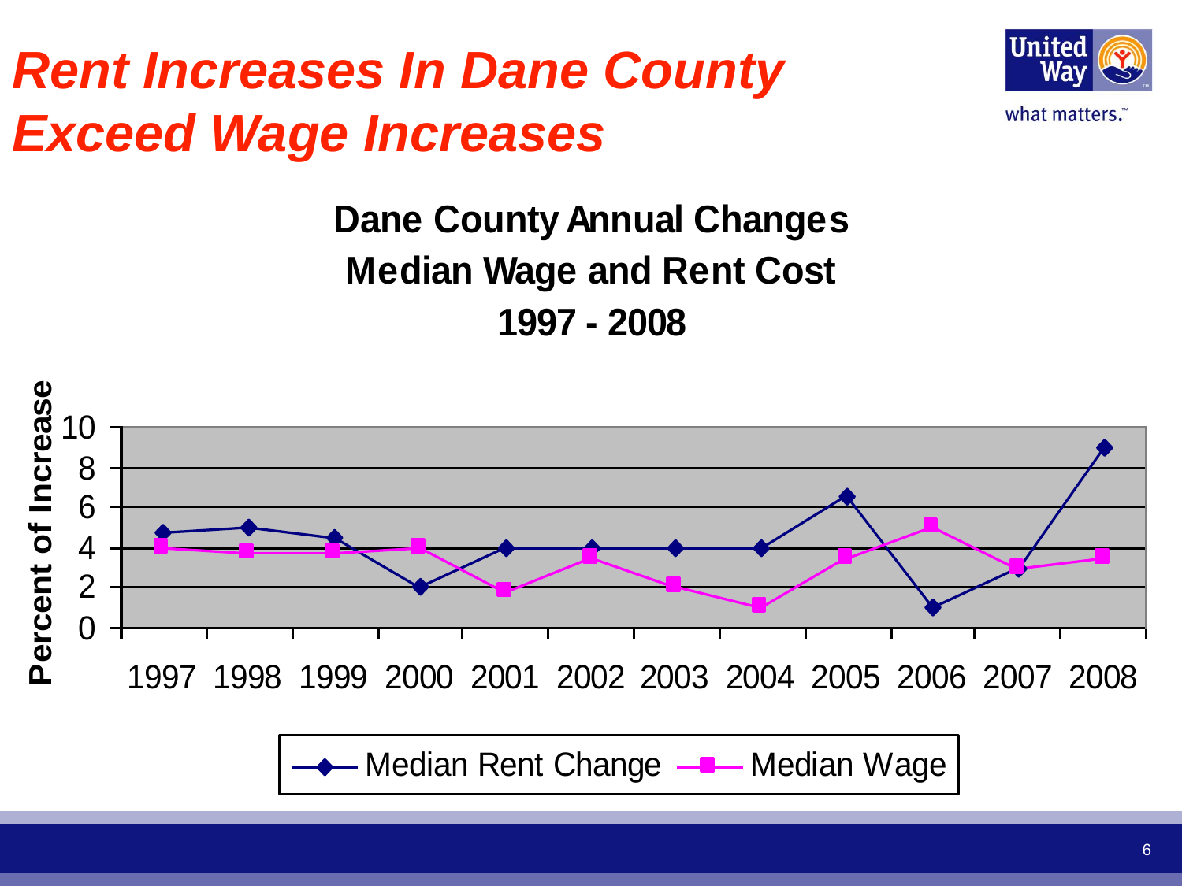# *Rent Increases In Dane County Exceed Wage Increases*

**Dane County Annual Changes**
**Median Wage and Rent Cost**
**1997 - 2008**

| Year | Median Rent Change | Median Wage |
|---|---|---|
| 1997 | 4.8 | 4.1 |
| 1998 | 5 | 3.8 |
| 1999 | 4.5 | 3.8 |
| 2000 | 2 | 4.1 |
| 2001 | 4 | 1.9 |
| 2002 | 4 | 3.6 |
| 2003 | 4 | 2.2 |
| 2004 | 4 | 1.1 |
| 2005 | 6.6 | 3.6 |
| 2006 | 1 | 5.1 |
| 2007 | 3 | 3.1 |
| 2008 | 9 | 3.5 |

*Values estimated from chart; y-axis: Percent of Increase (0–10).*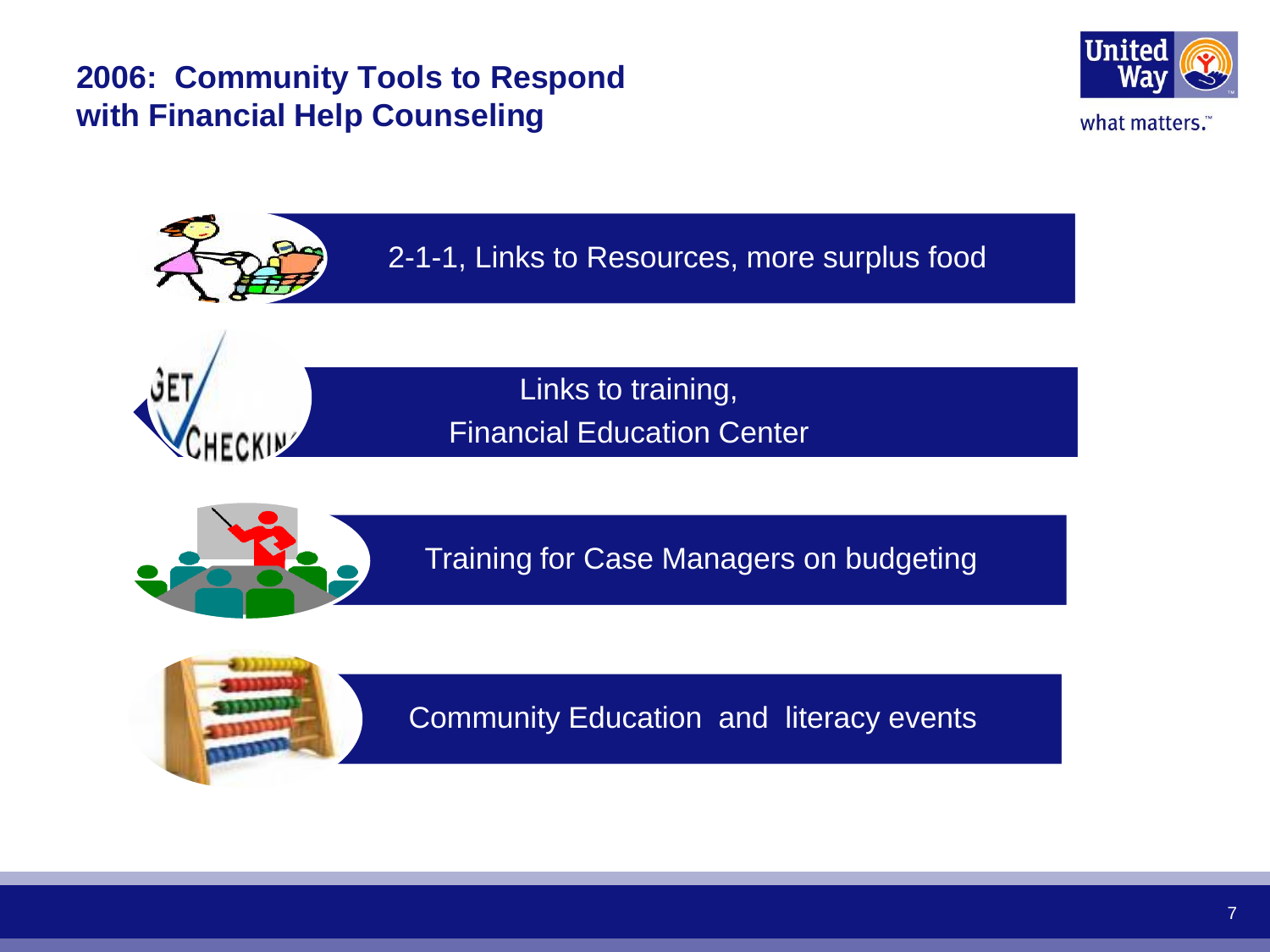## 2006: Community Tools to Respond with Financial Help Counseling

- 2-1-1, Links to Resources, more surplus food
- Links to training, Financial Education Center
- Training for Case Managers on budgeting
- Community Education and literacy events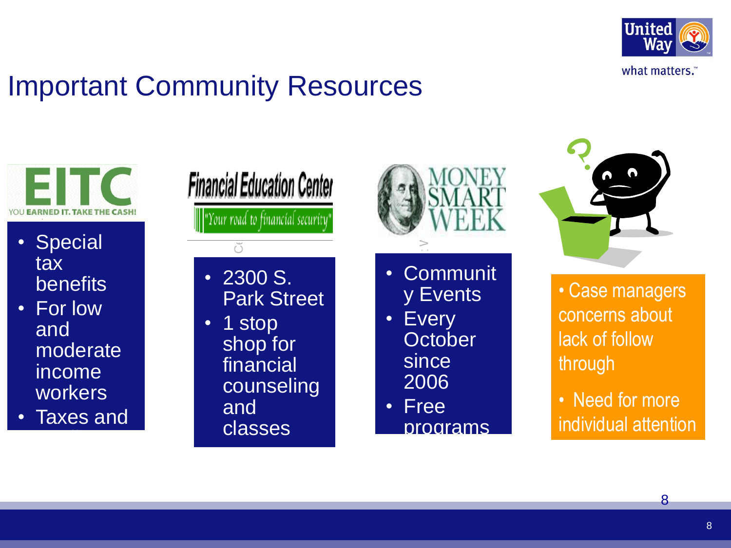# Important Community Resources

**EITC**
YOU EARNED IT. TAKE THE CASH!

- Special tax benefits
- For low and moderate income workers
- Taxes and

**Financial Education Center**
"Your road to financial security"

- 2300 S. Park Street
- 1 stop shop for financial counseling and classes

**MONEY SMART WEEK**

- Community Events
- Every October since 2006
- Free programs

- Case managers concerns about lack of follow through
- Need for more individual attention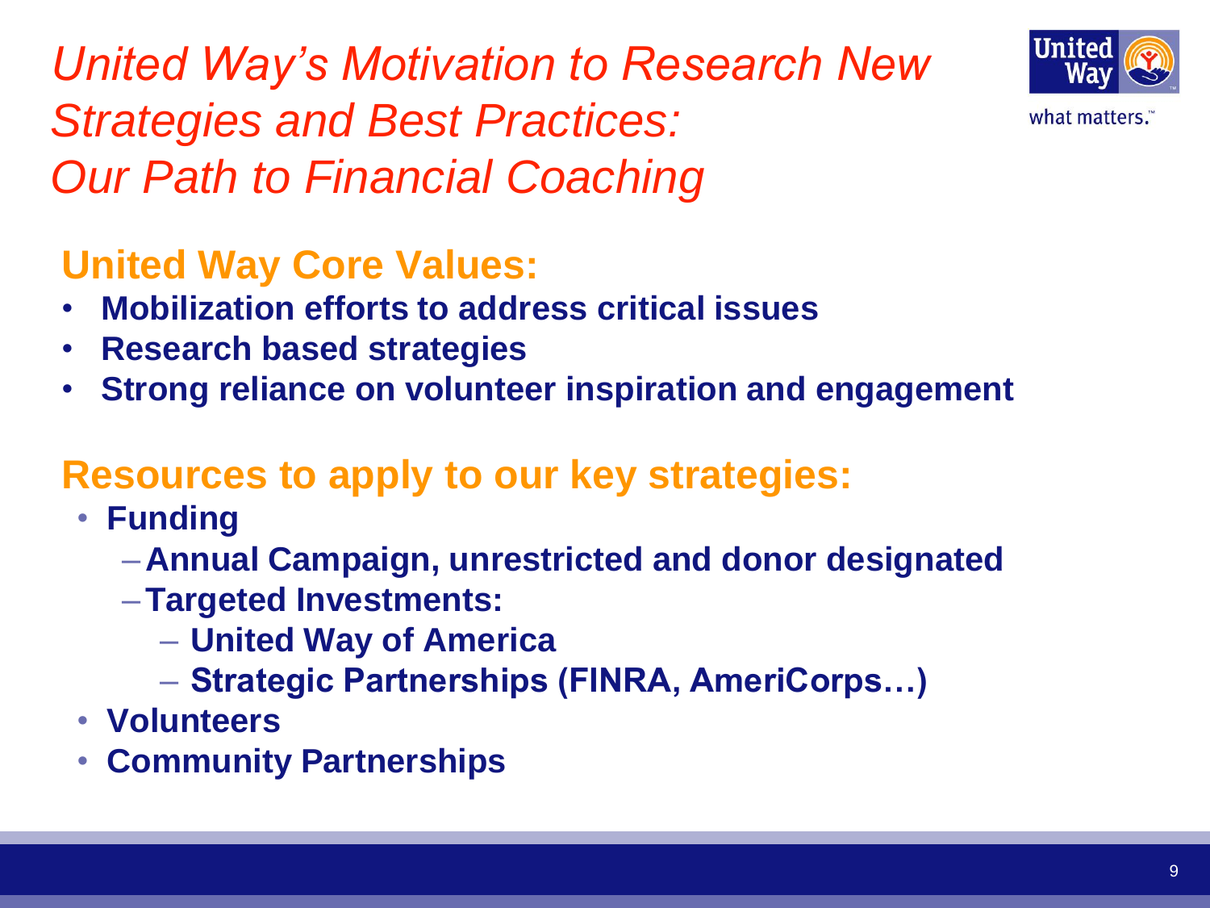# *United Way's Motivation to Research New Strategies and Best Practices: Our Path to Financial Coaching*

## United Way Core Values:

- **Mobilization efforts to address critical issues**
- **Research based strategies**
- **Strong reliance on volunteer inspiration and engagement**

## Resources to apply to our key strategies:

- **Funding**
  - **Annual Campaign, unrestricted and donor designated**
  - **Targeted Investments:**
    - **United Way of America**
    - **Strategic Partnerships (FINRA, AmeriCorps…)**
- **Volunteers**
- **Community Partnerships**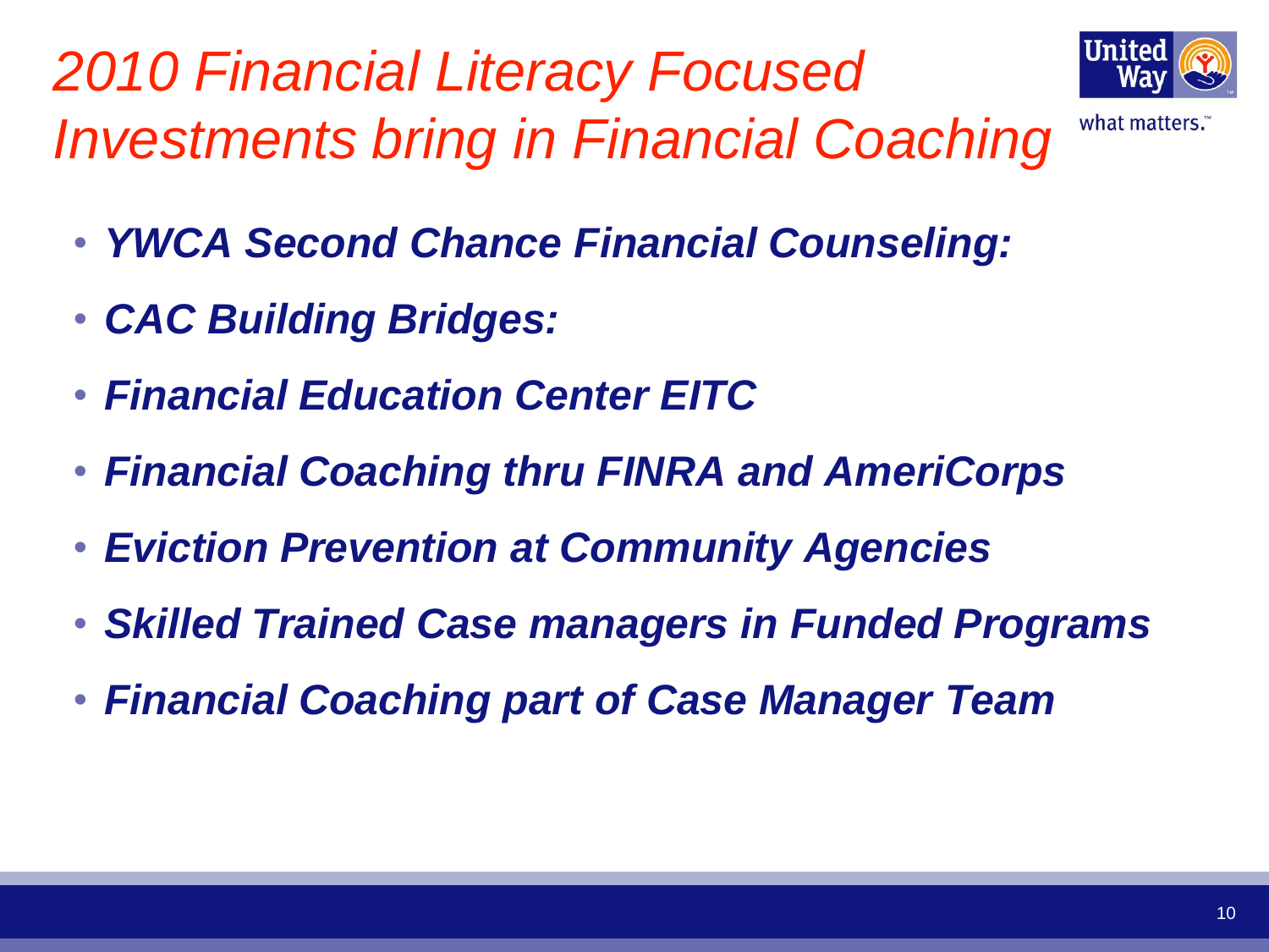# *2010 Financial Literacy Focused Investments bring in Financial Coaching*

- ***YWCA Second Chance Financial Counseling:***
- ***CAC Building Bridges:***
- ***Financial Education Center EITC***
- ***Financial Coaching thru FINRA and AmeriCorps***
- ***Eviction Prevention at Community Agencies***
- ***Skilled Trained Case managers in Funded Programs***
- ***Financial Coaching part of Case Manager Team***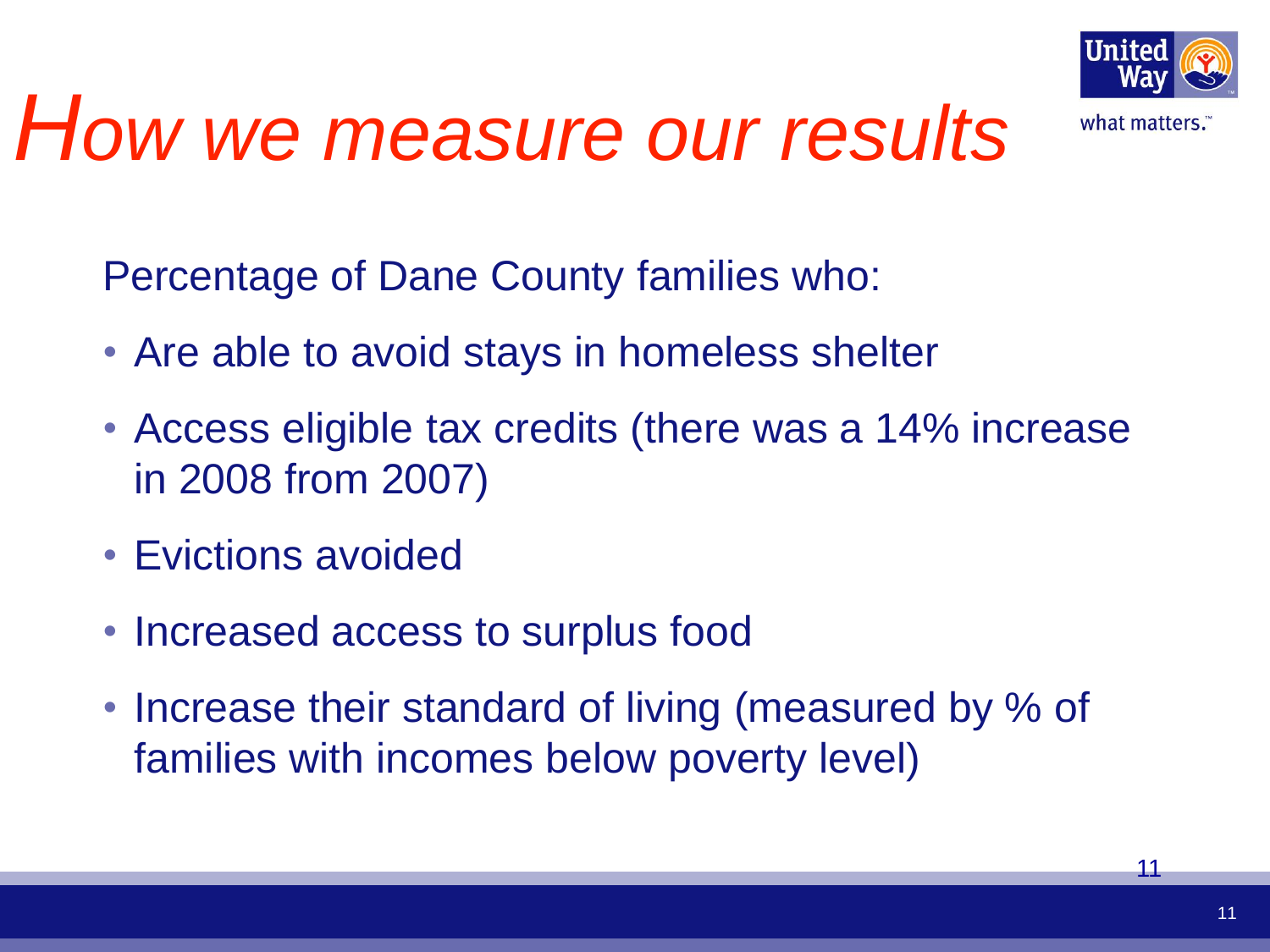# How we measure our results

Percentage of Dane County families who:

- Are able to avoid stays in homeless shelter
- Access eligible tax credits (there was a 14% increase in 2008 from 2007)
- Evictions avoided
- Increased access to surplus food
- Increase their standard of living (measured by % of families with incomes below poverty level)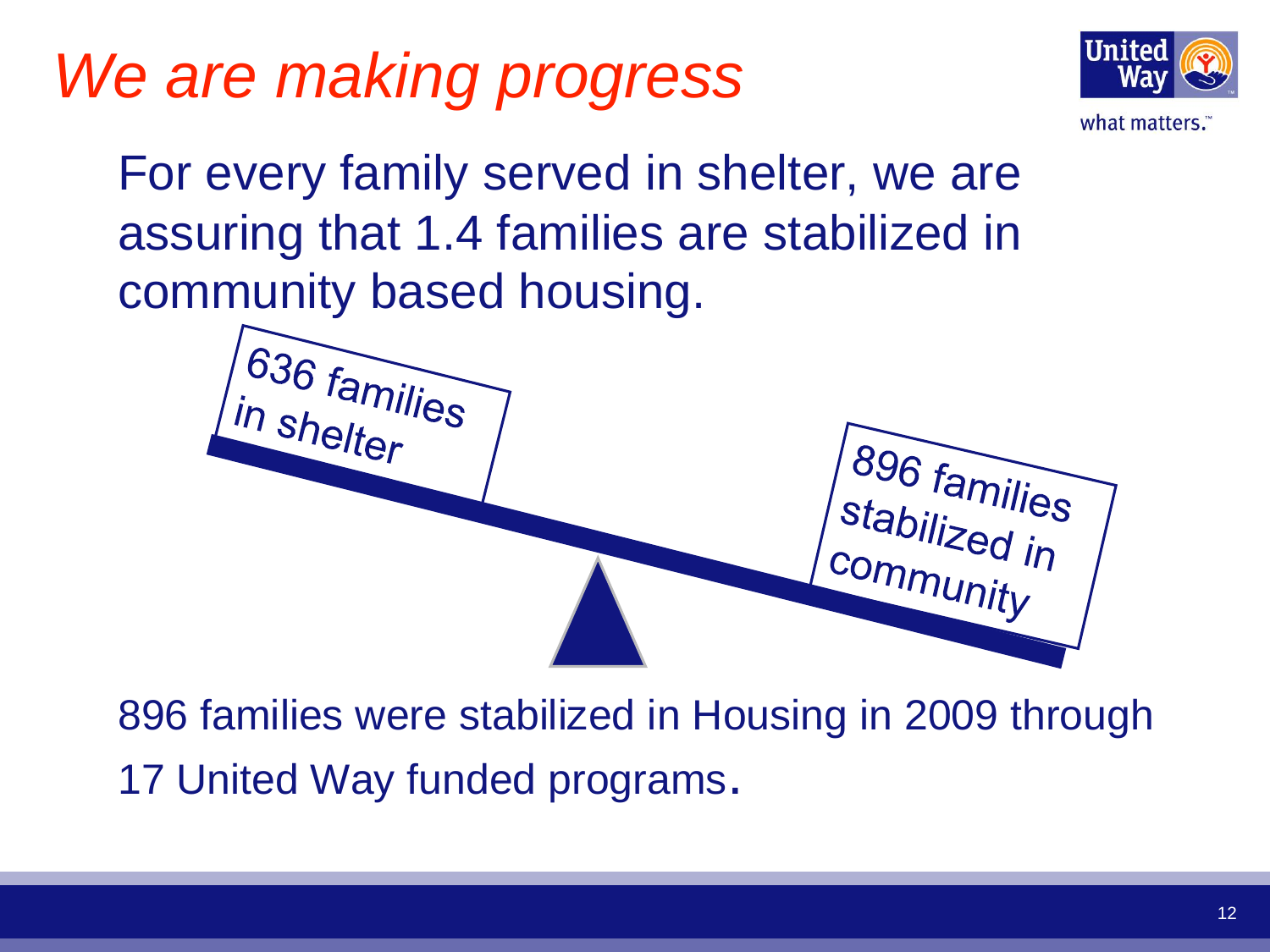# *We are making progress*

United Way

what matters.™

For every family served in shelter, we are assuring that 1.4 families are stabilized in community based housing.

636 families in shelter

896 families stabilized in community

896 families were stabilized in Housing in 2009 through 17 United Way funded programs.